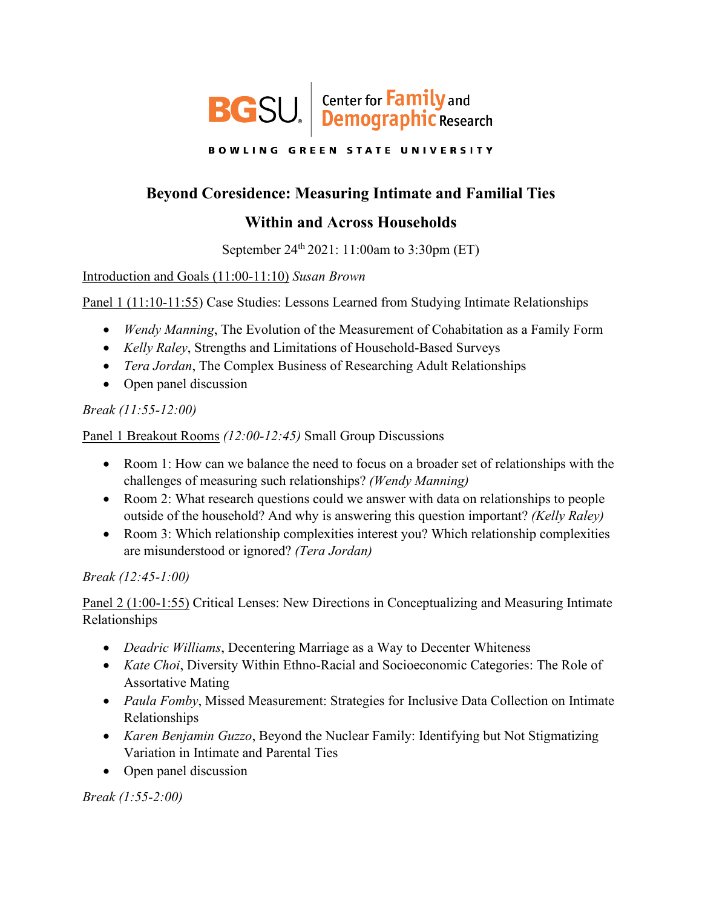BGSU | Center for Family and Demographic Research

BOWLING GREEN STATE UNIVERSITY

# Beyond Coresidence: Measuring Intimate and Familial Ties

# Within and Across Households

September 24th 2021: 11:00am to 3:30pm (ET)

Introduction and Goals (11:00-11:10) *Susan Brown*

Panel 1 (11:10-11:55) Case Studies: Lessons Learned from Studying Intimate Relationships

- *Wendy Manning*, The Evolution of the Measurement of Cohabitation as a Family Form
- *Kelly Raley*, Strengths and Limitations of Household-Based Surveys
- *Tera Jordan*, The Complex Business of Researching Adult Relationships
- Open panel discussion

*Break (11:55-12:00)*

Panel 1 Breakout Rooms *(12:00-12:45)* Small Group Discussions

- Room 1: How can we balance the need to focus on a broader set of relationships with the challenges of measuring such relationships? *(Wendy Manning)*
- Room 2: What research questions could we answer with data on relationships to people outside of the household? And why is answering this question important? *(Kelly Raley)*
- Room 3: Which relationship complexities interest you? Which relationship complexities are misunderstood or ignored? *(Tera Jordan)*

*Break (12:45-1:00)*

Panel 2 (1:00-1:55) Critical Lenses: New Directions in Conceptualizing and Measuring Intimate Relationships

- *Deadric Williams*, Decentering Marriage as a Way to Decenter Whiteness
- *Kate Choi*, Diversity Within Ethno-Racial and Socioeconomic Categories: The Role of Assortative Mating
- *Paula Fomby*, Missed Measurement: Strategies for Inclusive Data Collection on Intimate Relationships
- *Karen Benjamin Guzzo*, Beyond the Nuclear Family: Identifying but Not Stigmatizing Variation in Intimate and Parental Ties
- Open panel discussion

*Break (1:55-2:00)*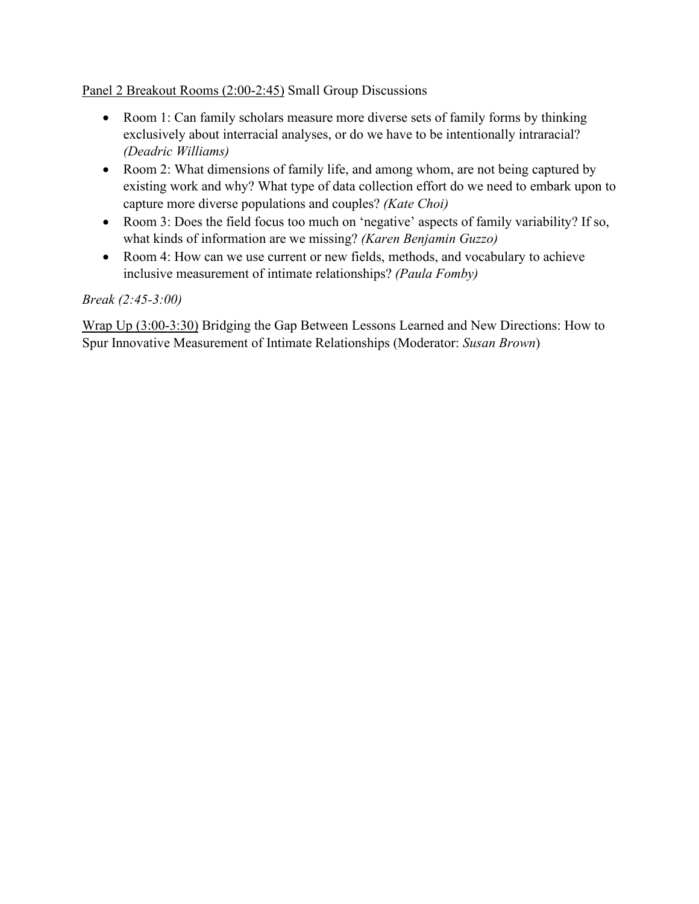<u>Panel 2 Breakout Rooms (2:00-2:45)</u> Small Group Discussions

- Room 1: Can family scholars measure more diverse sets of family forms by thinking exclusively about interracial analyses, or do we have to be intentionally intraracial? *(Deadric Williams)*
- Room 2: What dimensions of family life, and among whom, are not being captured by existing work and why? What type of data collection effort do we need to embark upon to capture more diverse populations and couples? *(Kate Choi)*
- Room 3: Does the field focus too much on 'negative' aspects of family variability? If so, what kinds of information are we missing? *(Karen Benjamin Guzzo)*
- Room 4: How can we use current or new fields, methods, and vocabulary to achieve inclusive measurement of intimate relationships? *(Paula Fomby)*

*Break (2:45-3:00)*

<u>Wrap Up (3:00-3:30)</u> Bridging the Gap Between Lessons Learned and New Directions: How to Spur Innovative Measurement of Intimate Relationships (Moderator: *Susan Brown*)